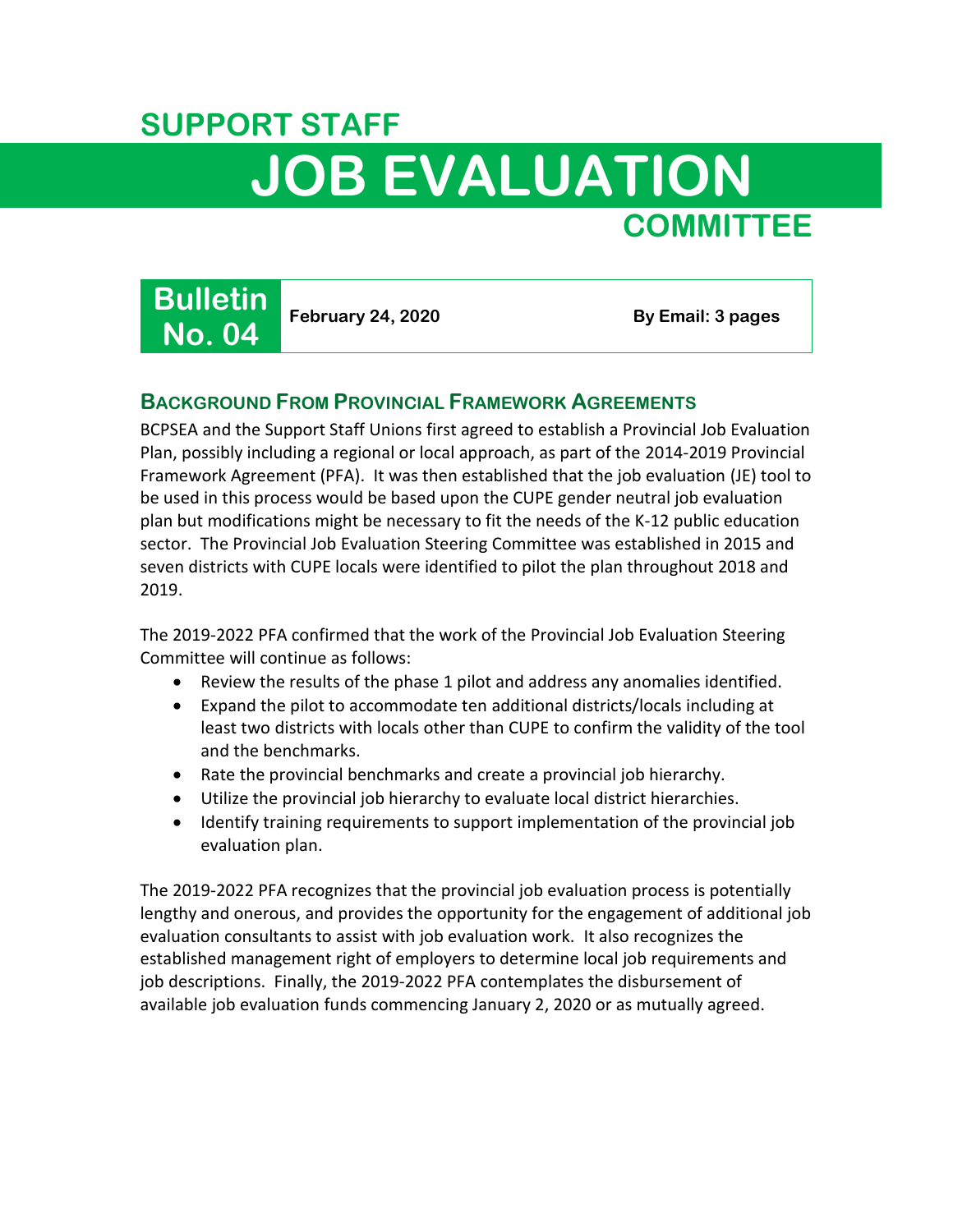# SUPPORT STAFF JOB EVALUATION COMMITTEE

**Bulletin No. 04** | **February 24, 2020** | **By Email: 3 pages**

## Background From Provincial Framework Agreements

BCPSEA and the Support Staff Unions first agreed to establish a Provincial Job Evaluation Plan, possibly including a regional or local approach, as part of the 2014-2019 Provincial Framework Agreement (PFA). It was then established that the job evaluation (JE) tool to be used in this process would be based upon the CUPE gender neutral job evaluation plan but modifications might be necessary to fit the needs of the K-12 public education sector. The Provincial Job Evaluation Steering Committee was established in 2015 and seven districts with CUPE locals were identified to pilot the plan throughout 2018 and 2019.

The 2019-2022 PFA confirmed that the work of the Provincial Job Evaluation Steering Committee will continue as follows:

- Review the results of the phase 1 pilot and address any anomalies identified.
- Expand the pilot to accommodate ten additional districts/locals including at least two districts with locals other than CUPE to confirm the validity of the tool and the benchmarks.
- Rate the provincial benchmarks and create a provincial job hierarchy.
- Utilize the provincial job hierarchy to evaluate local district hierarchies.
- Identify training requirements to support implementation of the provincial job evaluation plan.

The 2019-2022 PFA recognizes that the provincial job evaluation process is potentially lengthy and onerous, and provides the opportunity for the engagement of additional job evaluation consultants to assist with job evaluation work. It also recognizes the established management right of employers to determine local job requirements and job descriptions. Finally, the 2019-2022 PFA contemplates the disbursement of available job evaluation funds commencing January 2, 2020 or as mutually agreed.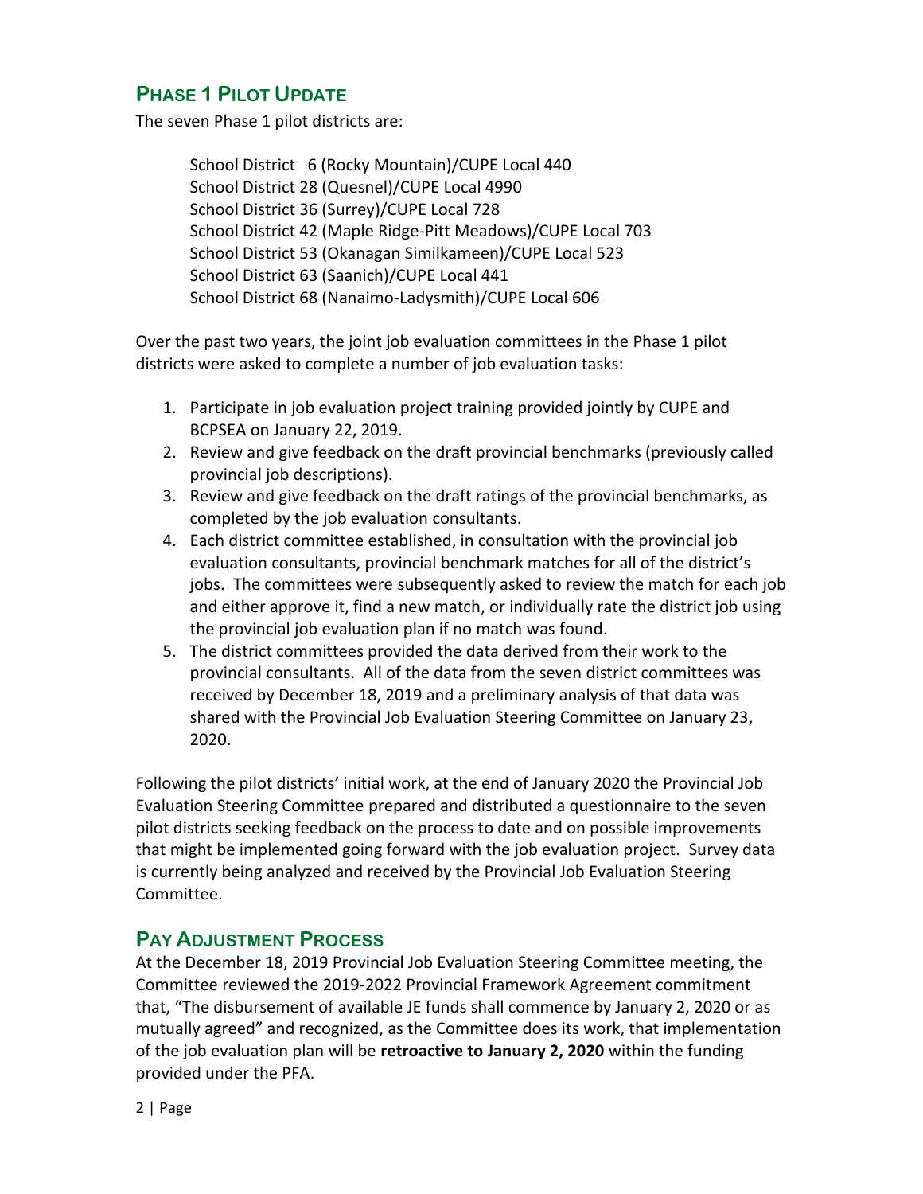## Phase 1 Pilot Update

The seven Phase 1 pilot districts are:

School District 6 (Rocky Mountain)/CUPE Local 440
School District 28 (Quesnel)/CUPE Local 4990
School District 36 (Surrey)/CUPE Local 728
School District 42 (Maple Ridge-Pitt Meadows)/CUPE Local 703
School District 53 (Okanagan Similkameen)/CUPE Local 523
School District 63 (Saanich)/CUPE Local 441
School District 68 (Nanaimo-Ladysmith)/CUPE Local 606

Over the past two years, the joint job evaluation committees in the Phase 1 pilot districts were asked to complete a number of job evaluation tasks:

1. Participate in job evaluation project training provided jointly by CUPE and BCPSEA on January 22, 2019.
2. Review and give feedback on the draft provincial benchmarks (previously called provincial job descriptions).
3. Review and give feedback on the draft ratings of the provincial benchmarks, as completed by the job evaluation consultants.
4. Each district committee established, in consultation with the provincial job evaluation consultants, provincial benchmark matches for all of the district's jobs. The committees were subsequently asked to review the match for each job and either approve it, find a new match, or individually rate the district job using the provincial job evaluation plan if no match was found.
5. The district committees provided the data derived from their work to the provincial consultants. All of the data from the seven district committees was received by December 18, 2019 and a preliminary analysis of that data was shared with the Provincial Job Evaluation Steering Committee on January 23, 2020.

Following the pilot districts' initial work, at the end of January 2020 the Provincial Job Evaluation Steering Committee prepared and distributed a questionnaire to the seven pilot districts seeking feedback on the process to date and on possible improvements that might be implemented going forward with the job evaluation project. Survey data is currently being analyzed and received by the Provincial Job Evaluation Steering Committee.

## Pay Adjustment Process

At the December 18, 2019 Provincial Job Evaluation Steering Committee meeting, the Committee reviewed the 2019-2022 Provincial Framework Agreement commitment that, "The disbursement of available JE funds shall commence by January 2, 2020 or as mutually agreed" and recognized, as the Committee does its work, that implementation of the job evaluation plan will be **retroactive to January 2, 2020** within the funding provided under the PFA.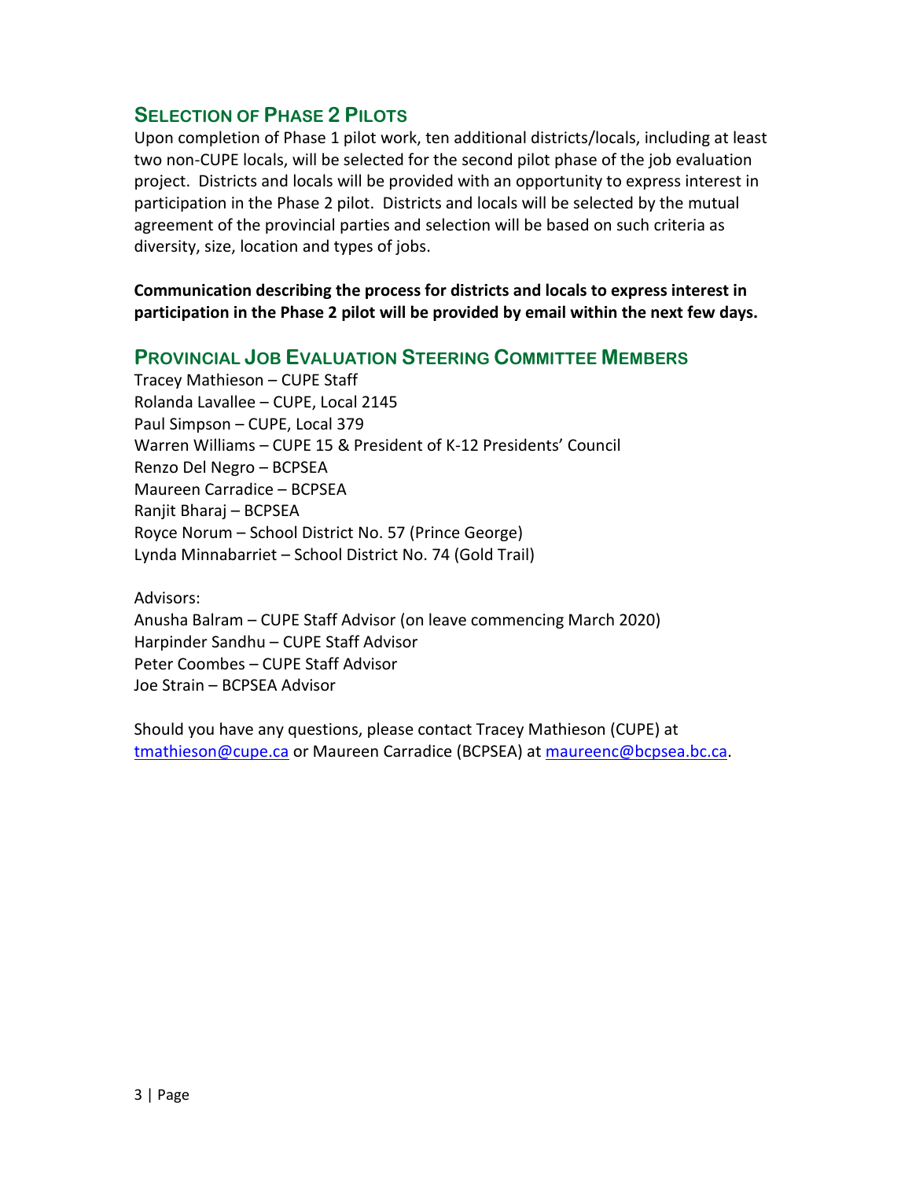## Selection of Phase 2 Pilots

Upon completion of Phase 1 pilot work, ten additional districts/locals, including at least two non-CUPE locals, will be selected for the second pilot phase of the job evaluation project. Districts and locals will be provided with an opportunity to express interest in participation in the Phase 2 pilot. Districts and locals will be selected by the mutual agreement of the provincial parties and selection will be based on such criteria as diversity, size, location and types of jobs.

**Communication describing the process for districts and locals to express interest in participation in the Phase 2 pilot will be provided by email within the next few days.**

## Provincial Job Evaluation Steering Committee Members

Tracey Mathieson – CUPE Staff
Rolanda Lavallee – CUPE, Local 2145
Paul Simpson – CUPE, Local 379
Warren Williams – CUPE 15 & President of K-12 Presidents' Council
Renzo Del Negro – BCPSEA
Maureen Carradice – BCPSEA
Ranjit Bharaj – BCPSEA
Royce Norum – School District No. 57 (Prince George)
Lynda Minnabarriet – School District No. 74 (Gold Trail)

Advisors:
Anusha Balram – CUPE Staff Advisor (on leave commencing March 2020)
Harpinder Sandhu – CUPE Staff Advisor
Peter Coombes – CUPE Staff Advisor
Joe Strain – BCPSEA Advisor

Should you have any questions, please contact Tracey Mathieson (CUPE) at tmathieson@cupe.ca or Maureen Carradice (BCPSEA) at maureenc@bcpsea.bc.ca.